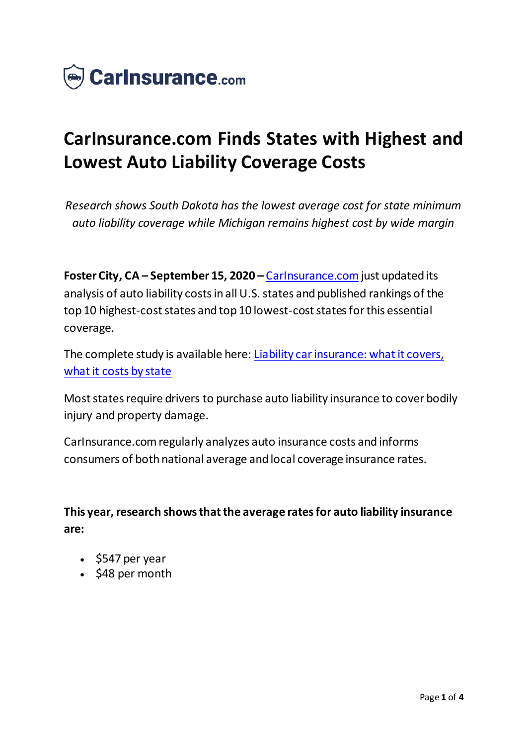CarInsurance.com

# CarInsurance.com Finds States with Highest and Lowest Auto Liability Coverage Costs

*Research shows South Dakota has the lowest average cost for state minimum auto liability coverage while Michigan remains highest cost by wide margin*

**Foster City, CA – September 15, 2020 –** [CarInsurance.com](CarInsurance.com) just updated its analysis of auto liability costs in all U.S. states and published rankings of the top 10 highest-cost states and top 10 lowest-cost states for this essential coverage.

The complete study is available here: [Liability car insurance: what it covers, what it costs by state]()

Most states require drivers to purchase auto liability insurance to cover bodily injury and property damage.

CarInsurance.com regularly analyzes auto insurance costs and informs consumers of both national average and local coverage insurance rates.

**This year, research shows that the average rates for auto liability insurance are:**

- $547 per year
- $48 per month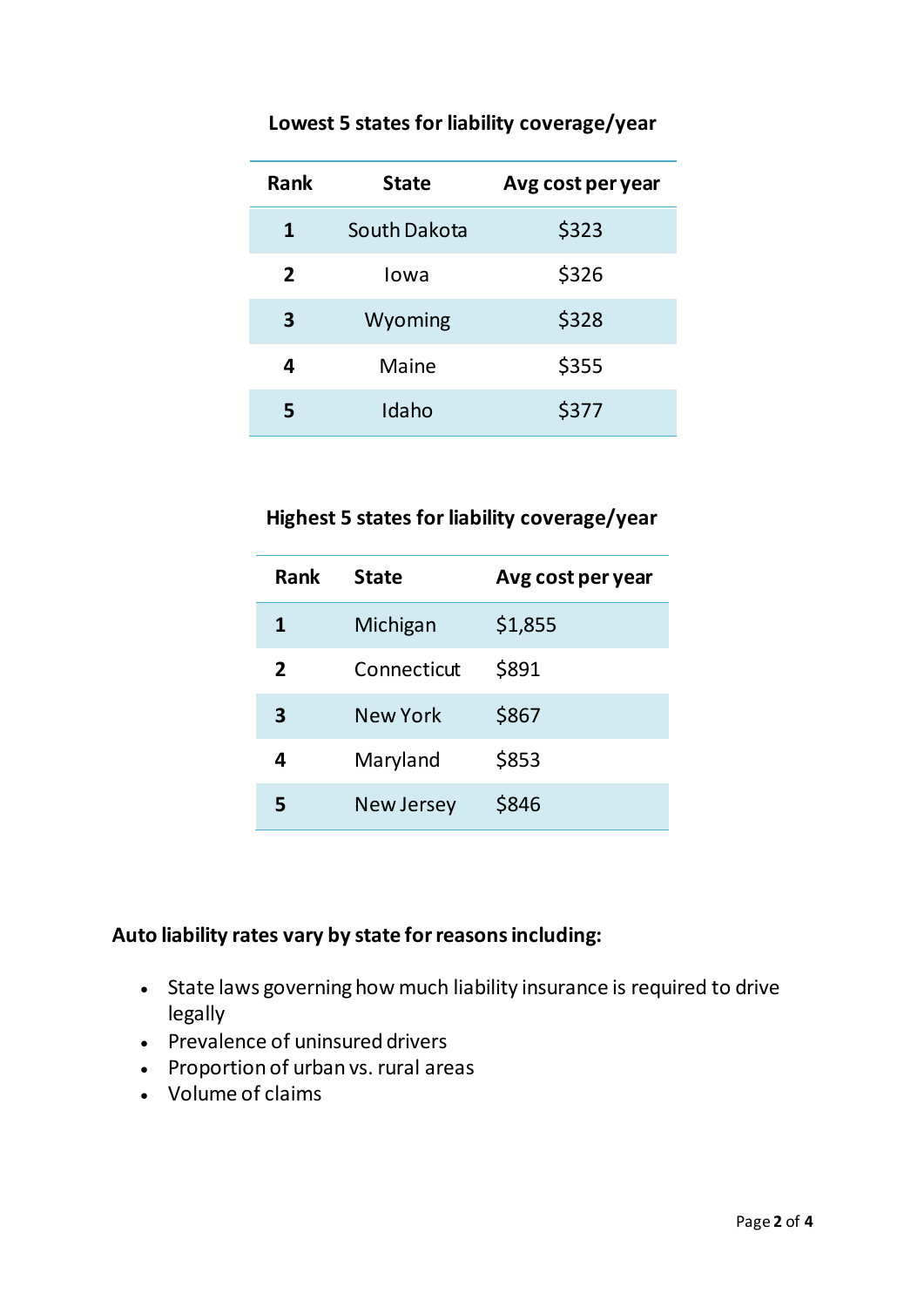### Lowest 5 states for liability coverage/year

| Rank | State | Avg cost per year |
|---|---|---|
| **1** | South Dakota | $323 |
| **2** | Iowa | $326 |
| **3** | Wyoming | $328 |
| **4** | Maine | $355 |
| **5** | Idaho | $377 |

### Highest 5 states for liability coverage/year

| Rank | State | Avg cost per year |
|---|---|---|
| **1** | Michigan | $1,855 |
| **2** | Connecticut | $891 |
| **3** | New York | $867 |
| **4** | Maryland | $853 |
| **5** | New Jersey | $846 |

**Auto liability rates vary by state for reasons including:**

- State laws governing how much liability insurance is required to drive legally
- Prevalence of uninsured drivers
- Proportion of urban vs. rural areas
- Volume of claims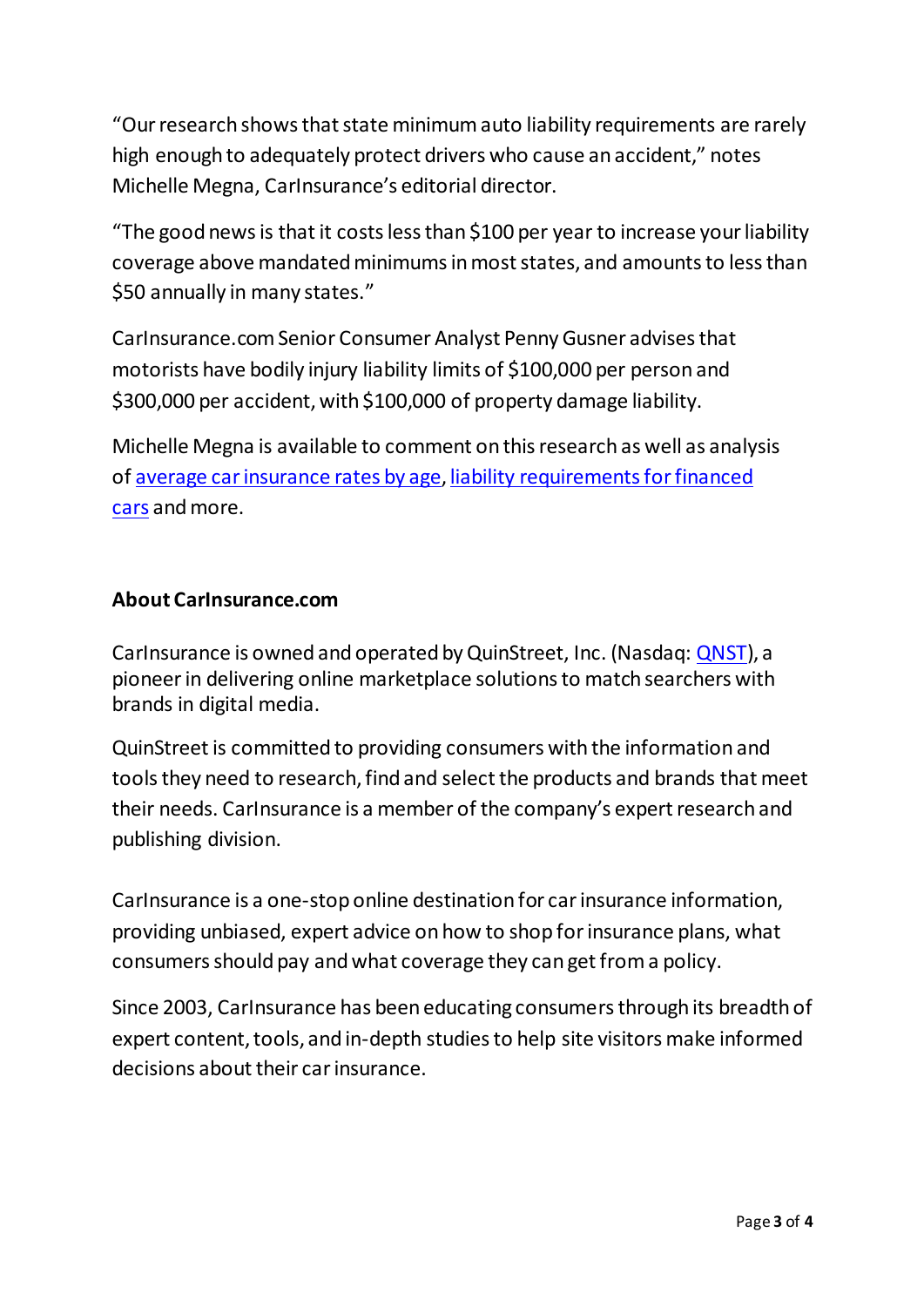"Our research shows that state minimum auto liability requirements are rarely high enough to adequately protect drivers who cause an accident," notes Michelle Megna, CarInsurance's editorial director.

"The good news is that it costs less than $100 per year to increase your liability coverage above mandated minimums in most states, and amounts to less than $50 annually in many states."

CarInsurance.com Senior Consumer Analyst Penny Gusner advises that motorists have bodily injury liability limits of $100,000 per person and $300,000 per accident, with $100,000 of property damage liability.

Michelle Megna is available to comment on this research as well as analysis of average car insurance rates by age, liability requirements for financed cars and more.

**About CarInsurance.com**

CarInsurance is owned and operated by QuinStreet, Inc. (Nasdaq: QNST), a pioneer in delivering online marketplace solutions to match searchers with brands in digital media.

QuinStreet is committed to providing consumers with the information and tools they need to research, find and select the products and brands that meet their needs. CarInsurance is a member of the company's expert research and publishing division.

CarInsurance is a one-stop online destination for car insurance information, providing unbiased, expert advice on how to shop for insurance plans, what consumers should pay and what coverage they can get from a policy.

Since 2003, CarInsurance has been educating consumers through its breadth of expert content, tools, and in-depth studies to help site visitors make informed decisions about their car insurance.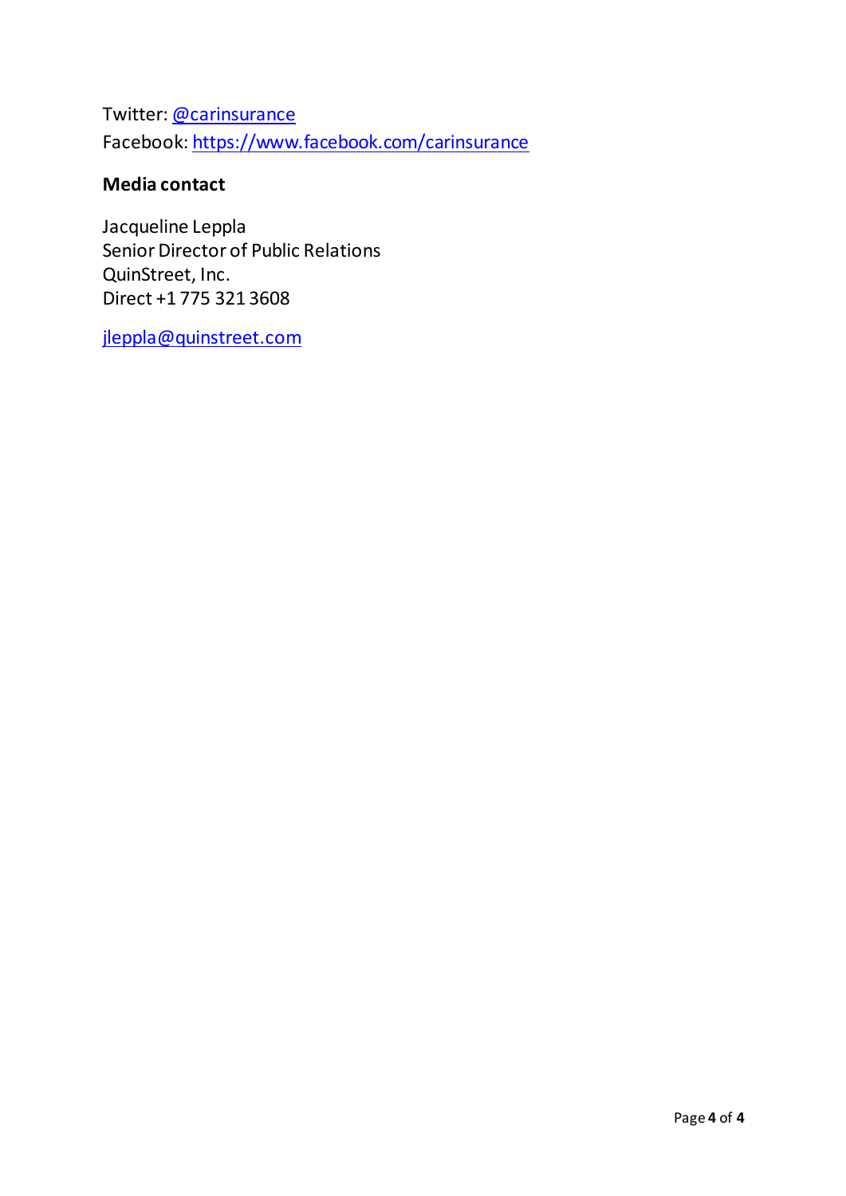Twitter: [@carinsurance](https://twitter.com/carinsurance)
Facebook: [https://www.facebook.com/carinsurance](https://www.facebook.com/carinsurance)

**Media contact**

Jacqueline Leppla
Senior Director of Public Relations
QuinStreet, Inc.
Direct +1 775 321 3608

[jleppla@quinstreet.com](mailto:jleppla@quinstreet.com)